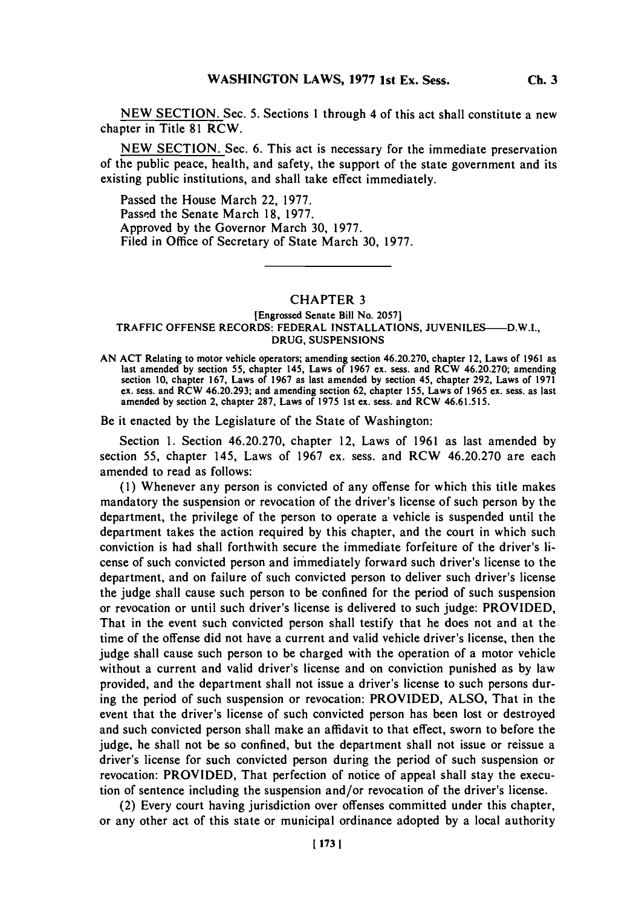NEW SECTION. Sec. 5. Sections 1 through 4 of this act shall constitute a new chapter in Title 81 RCW.

NEW SECTION. Sec. 6. This act is necessary for the immediate preservation of the public peace, health, and safety, the support of the state government and its existing public institutions, and shall take effect immediately.

Passed the House March 22, 1977.
Passed the Senate March 18, 1977.
Approved by the Governor March 30, 1977.
Filed in Office of Secretary of State March 30, 1977.

---

## CHAPTER 3

[Engrossed Senate Bill No. 2057]

### TRAFFIC OFFENSE RECORDS: FEDERAL INSTALLATIONS, JUVENILES——D.W.I., DRUG, SUSPENSIONS

AN ACT Relating to motor vehicle operators; amending section 46.20.270, chapter 12, Laws of 1961 as last amended by section 55, chapter 145, Laws of 1967 ex. sess. and RCW 46.20.270; amending section 10, chapter 167, Laws of 1967 as last amended by section 45, chapter 292, Laws of 1971 ex. sess. and RCW 46.20.293; and amending section 62, chapter 155, Laws of 1965 ex. sess. as last amended by section 2, chapter 287, Laws of 1975 1st ex. sess. and RCW 46.61.515.

Be it enacted by the Legislature of the State of Washington:

Section 1. Section 46.20.270, chapter 12, Laws of 1961 as last amended by section 55, chapter 145, Laws of 1967 ex. sess. and RCW 46.20.270 are each amended to read as follows:

(1) Whenever any person is convicted of any offense for which this title makes mandatory the suspension or revocation of the driver's license of such person by the department, the privilege of the person to operate a vehicle is suspended until the department takes the action required by this chapter, and the court in which such conviction is had shall forthwith secure the immediate forfeiture of the driver's license of such convicted person and immediately forward such driver's license to the department, and on failure of such convicted person to deliver such driver's license the judge shall cause such person to be confined for the period of such suspension or revocation or until such driver's license is delivered to such judge: PROVIDED, That in the event such convicted person shall testify that he does not and at the time of the offense did not have a current and valid vehicle driver's license, then the judge shall cause such person to be charged with the operation of a motor vehicle without a current and valid driver's license and on conviction punished as by law provided, and the department shall not issue a driver's license to such persons during the period of such suspension or revocation: PROVIDED, ALSO, That in the event that the driver's license of such convicted person has been lost or destroyed and such convicted person shall make an affidavit to that effect, sworn to before the judge, he shall not be so confined, but the department shall not issue or reissue a driver's license for such convicted person during the period of such suspension or revocation: PROVIDED, That perfection of notice of appeal shall stay the execution of sentence including the suspension and/or revocation of the driver's license.

(2) Every court having jurisdiction over offenses committed under this chapter, or any other act of this state or municipal ordinance adopted by a local authority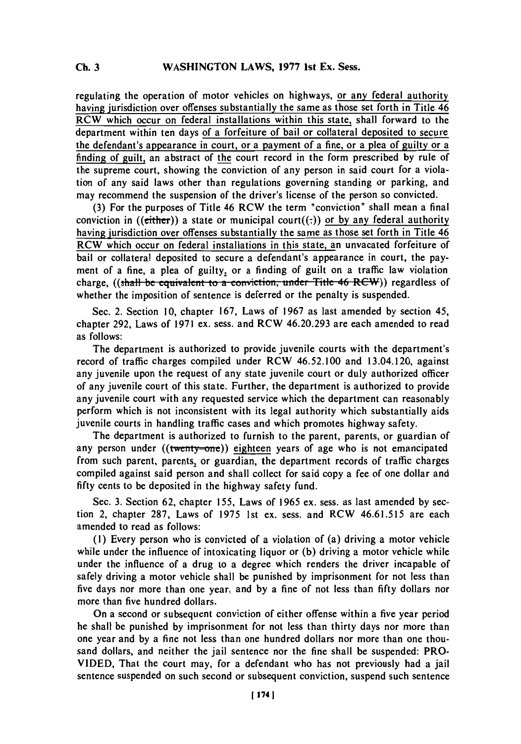regulating the operation of motor vehicles on highways, or any federal authority having jurisdiction over offenses substantially the same as those set forth in Title 46 RCW which occur on federal installations within this state, shall forward to the department within ten days of a forfeiture of bail or collateral deposited to secure the defendant's appearance in court, or a payment of a fine, or a plea of guilty or a finding of guilt, an abstract of the court record in the form prescribed by rule of the supreme court, showing the conviction of any person in said court for a violation of any said laws other than regulations governing standing or parking, and may recommend the suspension of the driver's license of the person so convicted.

(3) For the purposes of Title 46 RCW the term "conviction" shall mean a final conviction in ((either)) a state or municipal court((:)) or by any federal authority having jurisdiction over offenses substantially the same as those set forth in Title 46 RCW which occur on federal installations in this state, an unvacated forfeiture of bail or collateral deposited to secure a defendant's appearance in court, the payment of a fine, a plea of guilty, or a finding of guilt on a traffic law violation charge, ((shall be equivalent to a conviction, under Title 46 RCW)) regardless of whether the imposition of sentence is deferred or the penalty is suspended.

Sec. 2. Section 10, chapter 167, Laws of 1967 as last amended by section 45, chapter 292, Laws of 1971 ex. sess. and RCW 46.20.293 are each amended to read as follows:

The department is authorized to provide juvenile courts with the department's record of traffic charges compiled under RCW 46.52.100 and 13.04.120, against any juvenile upon the request of any state juvenile court or duly authorized officer of any juvenile court of this state. Further, the department is authorized to provide any juvenile court with any requested service which the department can reasonably perform which is not inconsistent with its legal authority which substantially aids juvenile courts in handling traffic cases and which promotes highway safety.

The department is authorized to furnish to the parent, parents, or guardian of any person under ((twenty-one)) eighteen years of age who is not emancipated from such parent, parents, or guardian, the department records of traffic charges compiled against said person and shall collect for said copy a fee of one dollar and fifty cents to be deposited in the highway safety fund.

Sec. 3. Section 62, chapter 155, Laws of 1965 ex. sess. as last amended by section 2, chapter 287, Laws of 1975 1st ex. sess. and RCW 46.61.515 are each amended to read as follows:

(1) Every person who is convicted of a violation of (a) driving a motor vehicle while under the influence of intoxicating liquor or (b) driving a motor vehicle while under the influence of a drug to a degree which renders the driver incapable of safely driving a motor vehicle shall be punished by imprisonment for not less than five days nor more than one year, and by a fine of not less than fifty dollars nor more than five hundred dollars.

On a second or subsequent conviction of either offense within a five year period he shall be punished by imprisonment for not less than thirty days nor more than one year and by a fine not less than one hundred dollars nor more than one thousand dollars, and neither the jail sentence nor the fine shall be suspended: PROVIDED, That the court may, for a defendant who has not previously had a jail sentence suspended on such second or subsequent conviction, suspend such sentence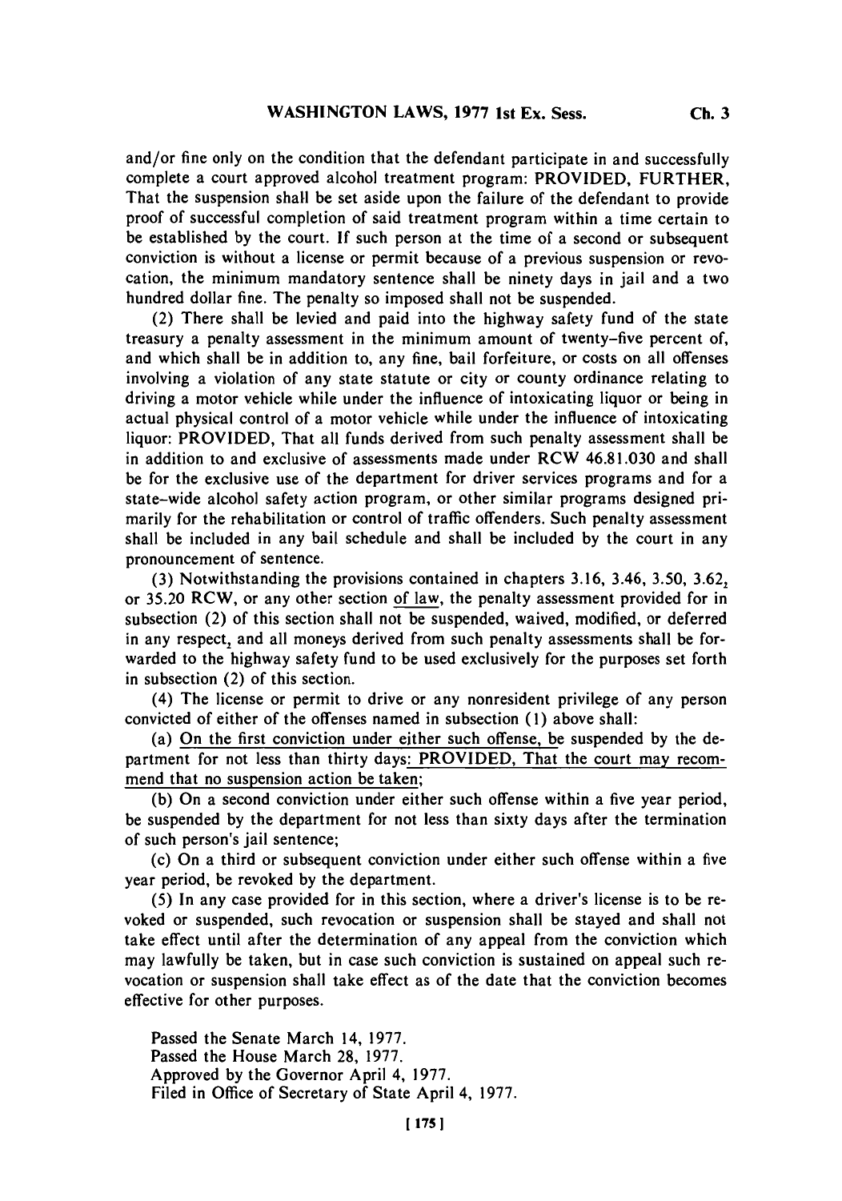and/or fine only on the condition that the defendant participate in and successfully complete a court approved alcohol treatment program: PROVIDED, FURTHER, That the suspension shall be set aside upon the failure of the defendant to provide proof of successful completion of said treatment program within a time certain to be established by the court. If such person at the time of a second or subsequent conviction is without a license or permit because of a previous suspension or revocation, the minimum mandatory sentence shall be ninety days in jail and a two hundred dollar fine. The penalty so imposed shall not be suspended.

(2) There shall be levied and paid into the highway safety fund of the state treasury a penalty assessment in the minimum amount of twenty-five percent of, and which shall be in addition to, any fine, bail forfeiture, or costs on all offenses involving a violation of any state statute or city or county ordinance relating to driving a motor vehicle while under the influence of intoxicating liquor or being in actual physical control of a motor vehicle while under the influence of intoxicating liquor: PROVIDED, That all funds derived from such penalty assessment shall be in addition to and exclusive of assessments made under RCW 46.81.030 and shall be for the exclusive use of the department for driver services programs and for a state-wide alcohol safety action program, or other similar programs designed primarily for the rehabilitation or control of traffic offenders. Such penalty assessment shall be included in any bail schedule and shall be included by the court in any pronouncement of sentence.

(3) Notwithstanding the provisions contained in chapters 3.16, 3.46, 3.50, 3.62, or 35.20 RCW, or any other section <u>of law</u>, the penalty assessment provided for in subsection (2) of this section shall not be suspended, waived, modified, or deferred in any respect, and all moneys derived from such penalty assessments shall be forwarded to the highway safety fund to be used exclusively for the purposes set forth in subsection (2) of this section.

(4) The license or permit to drive or any nonresident privilege of any person convicted of either of the offenses named in subsection (1) above shall:

(a) <u>On the first conviction under either such offense, be</u> suspended by the department for not less than thirty days<u>: PROVIDED, That the court may recommend that no suspension action be taken</u>;

(b) On a second conviction under either such offense within a five year period, be suspended by the department for not less than sixty days after the termination of such person's jail sentence;

(c) On a third or subsequent conviction under either such offense within a five year period, be revoked by the department.

(5) In any case provided for in this section, where a driver's license is to be revoked or suspended, such revocation or suspension shall be stayed and shall not take effect until after the determination of any appeal from the conviction which may lawfully be taken, but in case such conviction is sustained on appeal such revocation or suspension shall take effect as of the date that the conviction becomes effective for other purposes.

Passed the Senate March 14, 1977.
Passed the House March 28, 1977.
Approved by the Governor April 4, 1977.
Filed in Office of Secretary of State April 4, 1977.